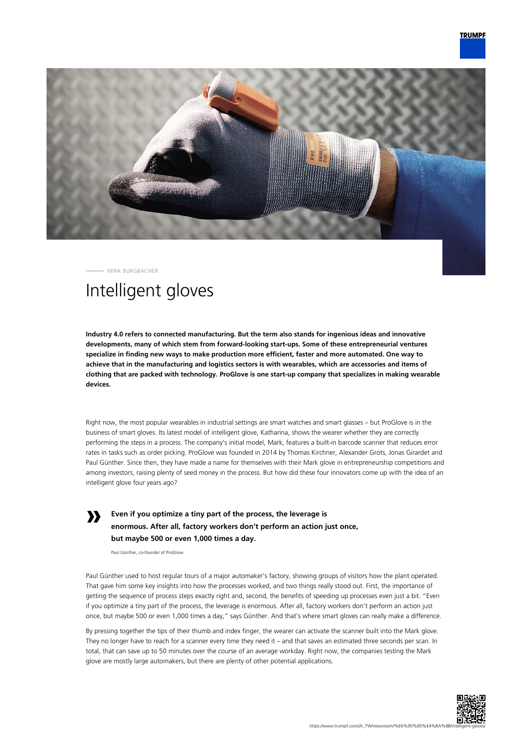MIRA BURGBACHER

# Intelligent gloves

**Industry 4.0 refers to connected manufacturing. But the term also stands for ingenious ideas and innovative developments, many of which stem from forward-looking start-ups. Some of these entrepreneurial ventures specialize in finding new ways to make production more efficient, faster and more automated. One way to achieve that in the manufacturing and logistics sectors is with wearables, which are accessories and items of clothing that are packed with technology. ProGlove is one start-up company that specializes in making wearable devices.**

Right now, the most popular wearables in industrial settings are smart watches and smart glasses – but ProGlove is in the business of smart gloves. Its latest model of intelligent glove, Katharina, shows the wearer whether they are correctly performing the steps in a process. The company's initial model, Mark, features a built-in barcode scanner that reduces error rates in tasks such as order picking. ProGlove was founded in 2014 by Thomas Kirchner, Alexander Grots, Jonas Girardet and Paul Günther. Since then, they have made a name for themselves with their Mark glove in entrepreneurship competitions and among investors, raising plenty of seed money in the process. But how did these four innovators come up with the idea of an intelligent glove four years ago?

> **Even if you optimize a tiny part of the process, the leverage is enormous. After all, factory workers don't perform an action just once, but maybe 500 or even 1,000 times a day.**
>
> Paul Günther, co-founder of ProGlove

Paul Günther used to host regular tours of a major automaker's factory, showing groups of visitors how the plant operated. That gave him some key insights into how the processes worked, and two things really stood out. First, the importance of getting the sequence of process steps exactly right and, second, the benefits of speeding up processes even just a bit. "Even if you optimize a tiny part of the process, the leverage is enormous. After all, factory workers don't perform an action just once, but maybe 500 or even 1,000 times a day," says Günther. And that's where smart gloves can really make a difference.

By pressing together the tips of their thumb and index finger, the wearer can activate the scanner built into the Mark glove. They no longer have to reach for a scanner every time they need it – and that saves an estimated three seconds per scan. In total, that can save up to 50 minutes over the course of an average workday. Right now, the companies testing the Mark glove are mostly large automakers, but there are plenty of other potential applications.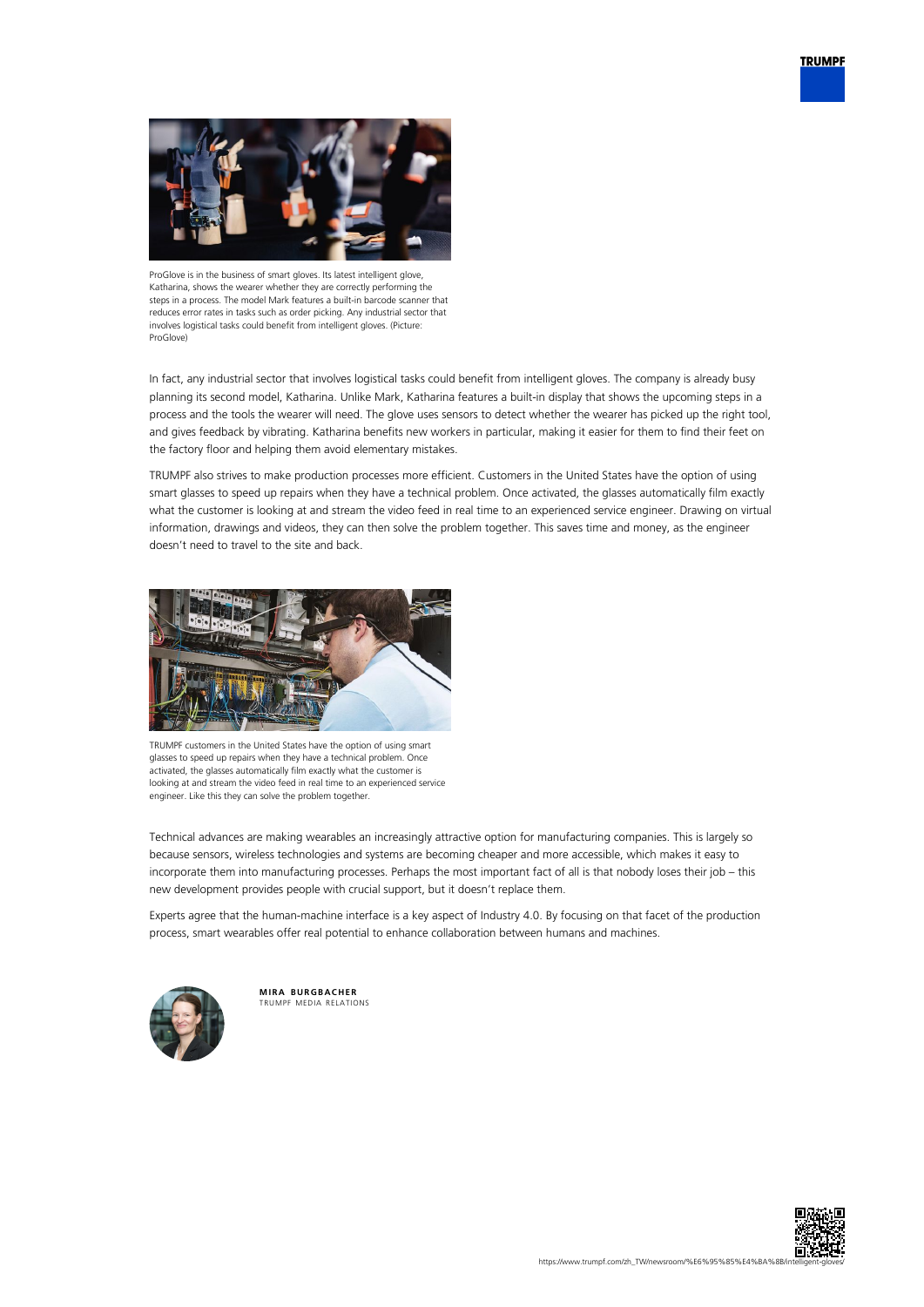ProGlove is in the business of smart gloves. Its latest intelligent glove, Katharina, shows the wearer whether they are correctly performing the steps in a process. The model Mark features a built-in barcode scanner that reduces error rates in tasks such as order picking. Any industrial sector that involves logistical tasks could benefit from intelligent gloves. (Picture: ProGlove)

In fact, any industrial sector that involves logistical tasks could benefit from intelligent gloves. The company is already busy planning its second model, Katharina. Unlike Mark, Katharina features a built-in display that shows the upcoming steps in a process and the tools the wearer will need. The glove uses sensors to detect whether the wearer has picked up the right tool, and gives feedback by vibrating. Katharina benefits new workers in particular, making it easier for them to find their feet on the factory floor and helping them avoid elementary mistakes.

TRUMPF also strives to make production processes more efficient. Customers in the United States have the option of using smart glasses to speed up repairs when they have a technical problem. Once activated, the glasses automatically film exactly what the customer is looking at and stream the video feed in real time to an experienced service engineer. Drawing on virtual information, drawings and videos, they can then solve the problem together. This saves time and money, as the engineer doesn't need to travel to the site and back.

TRUMPF customers in the United States have the option of using smart glasses to speed up repairs when they have a technical problem. Once activated, the glasses automatically film exactly what the customer is looking at and stream the video feed in real time to an experienced service engineer. Like this they can solve the problem together.

Technical advances are making wearables an increasingly attractive option for manufacturing companies. This is largely so because sensors, wireless technologies and systems are becoming cheaper and more accessible, which makes it easy to incorporate them into manufacturing processes. Perhaps the most important fact of all is that nobody loses their job – this new development provides people with crucial support, but it doesn't replace them.

Experts agree that the human-machine interface is a key aspect of Industry 4.0. By focusing on that facet of the production process, smart wearables offer real potential to enhance collaboration between humans and machines.

**MIRA BURGBACHER**
TRUMPF MEDIA RELATIONS